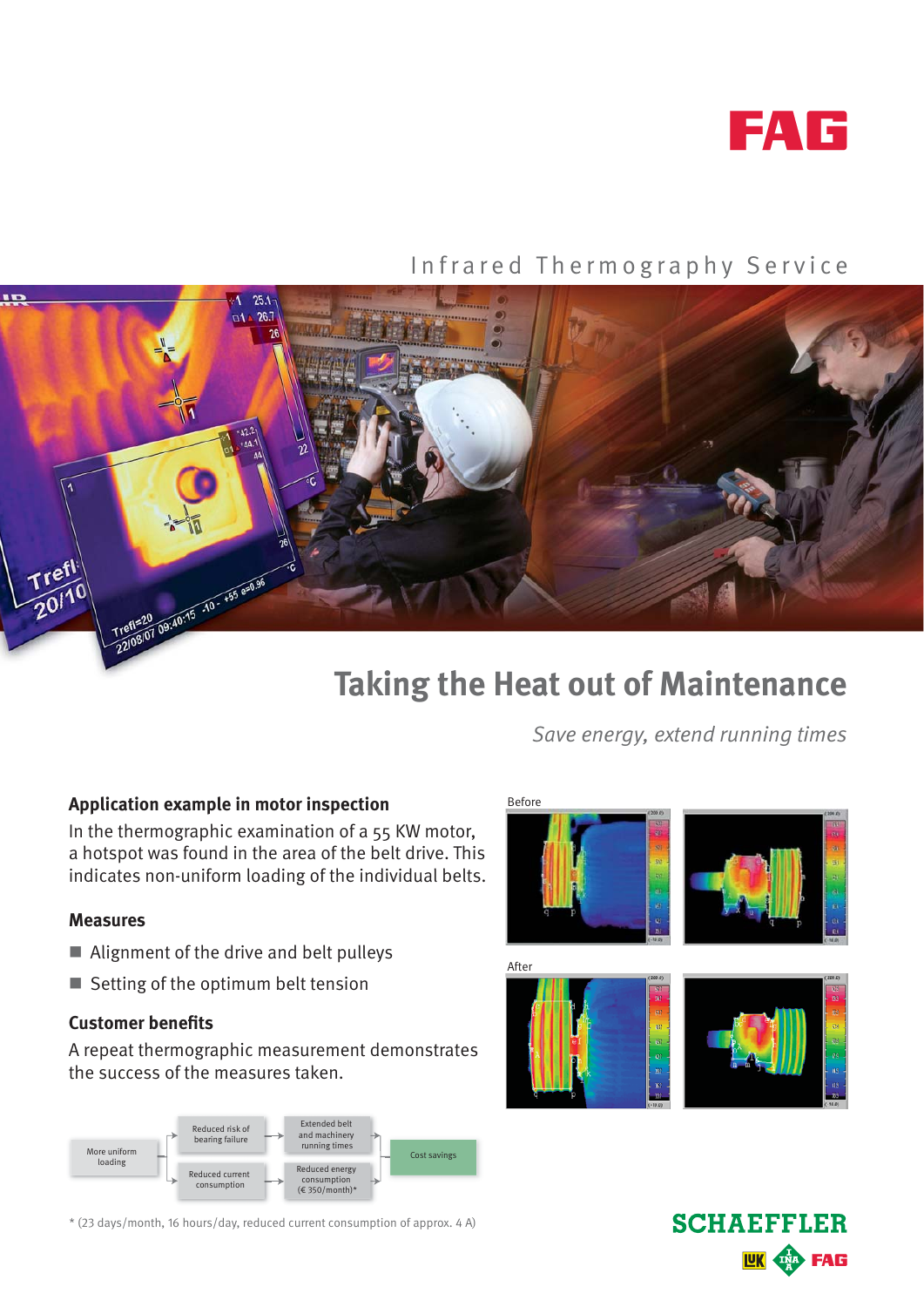FAG

Infrared Thermography Service

# Taking the Heat out of Maintenance

*Save energy, extend running times*

## Application example in motor inspection

In the thermographic examination of a 55 KW motor, a hotspot was found in the area of the belt drive. This indicates non-uniform loading of the individual belts.

### Measures

- Alignment of the drive and belt pulleys
- Setting of the optimum belt tension

### Customer benefits

A repeat thermographic measurement demonstrates the success of the measures taken.

More uniform loading → Reduced risk of bearing failure → Extended belt and machinery running times → Cost savings

More uniform loading → Reduced current consumption → Reduced energy consumption (€ 350/month)* → Cost savings

Before

After

* (23 days/month, 16 hours/day, reduced current consumption of approx. 4 A)

SCHAEFFLER

LuK INA FAG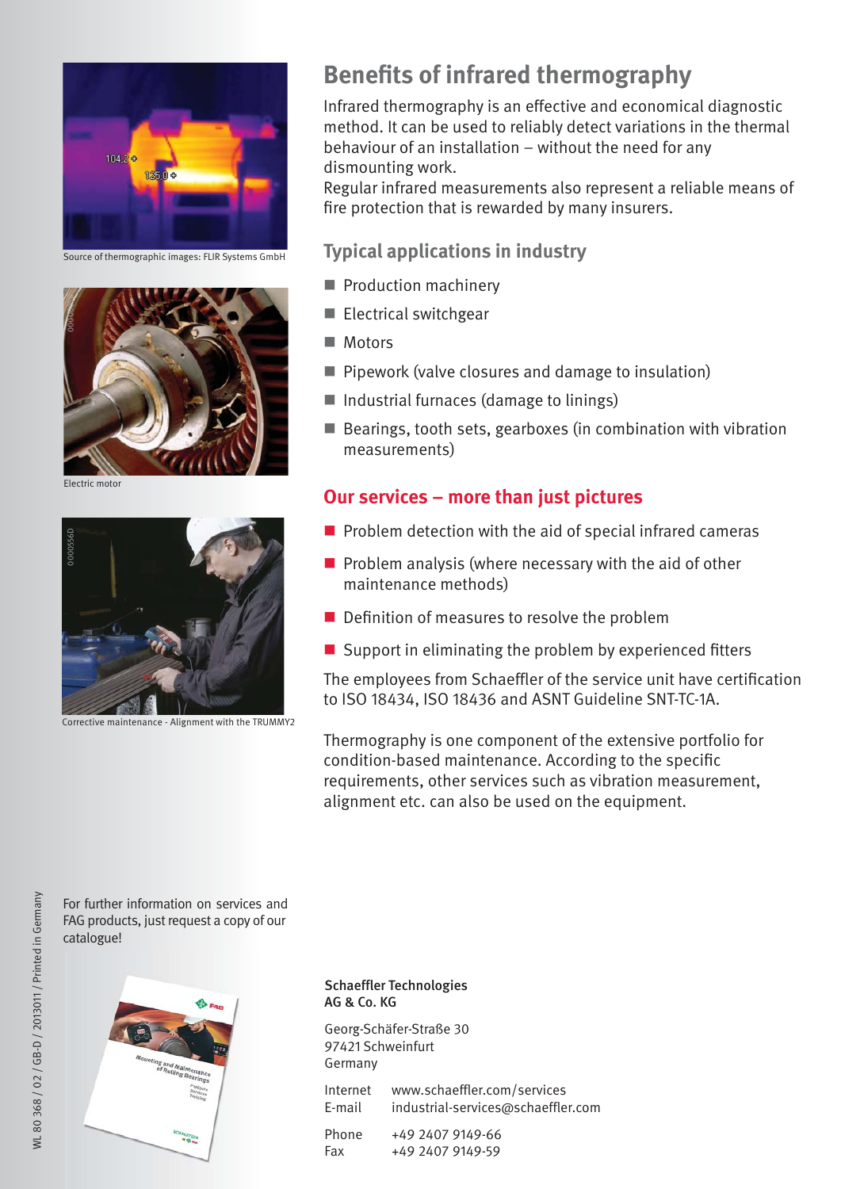Source of thermographic images: FLIR Systems GmbH

Electric motor

Corrective maintenance - Alignment with the TRUMMY2

## Benefits of infrared thermography

Infrared thermography is an effective and economical diagnostic method. It can be used to reliably detect variations in the thermal behaviour of an installation – without the need for any dismounting work.
Regular infrared measurements also represent a reliable means of fire protection that is rewarded by many insurers.

### Typical applications in industry

- Production machinery
- Electrical switchgear
- Motors
- Pipework (valve closures and damage to insulation)
- Industrial furnaces (damage to linings)
- Bearings, tooth sets, gearboxes (in combination with vibration measurements)

### Our services – more than just pictures

- Problem detection with the aid of special infrared cameras
- Problem analysis (where necessary with the aid of other maintenance methods)
- Definition of measures to resolve the problem
- Support in eliminating the problem by experienced fitters

The employees from Schaeffler of the service unit have certification to ISO 18434, ISO 18436 and ASNT Guideline SNT-TC-1A.

Thermography is one component of the extensive portfolio for condition-based maintenance. According to the specific requirements, other services such as vibration measurement, alignment etc. can also be used on the equipment.

For further information on services and FAG products, just request a copy of our catalogue!

**Schaeffler Technologies AG & Co. KG**

Georg-Schäfer-Straße 30
97421 Schweinfurt
Germany

Internet www.schaeffler.com/services
E-mail industrial-services@schaeffler.com

Phone +49 2407 9149-66
Fax +49 2407 9149-59

WL 80 368 / 02 / GB-D / 2013011 / Printed in Germany